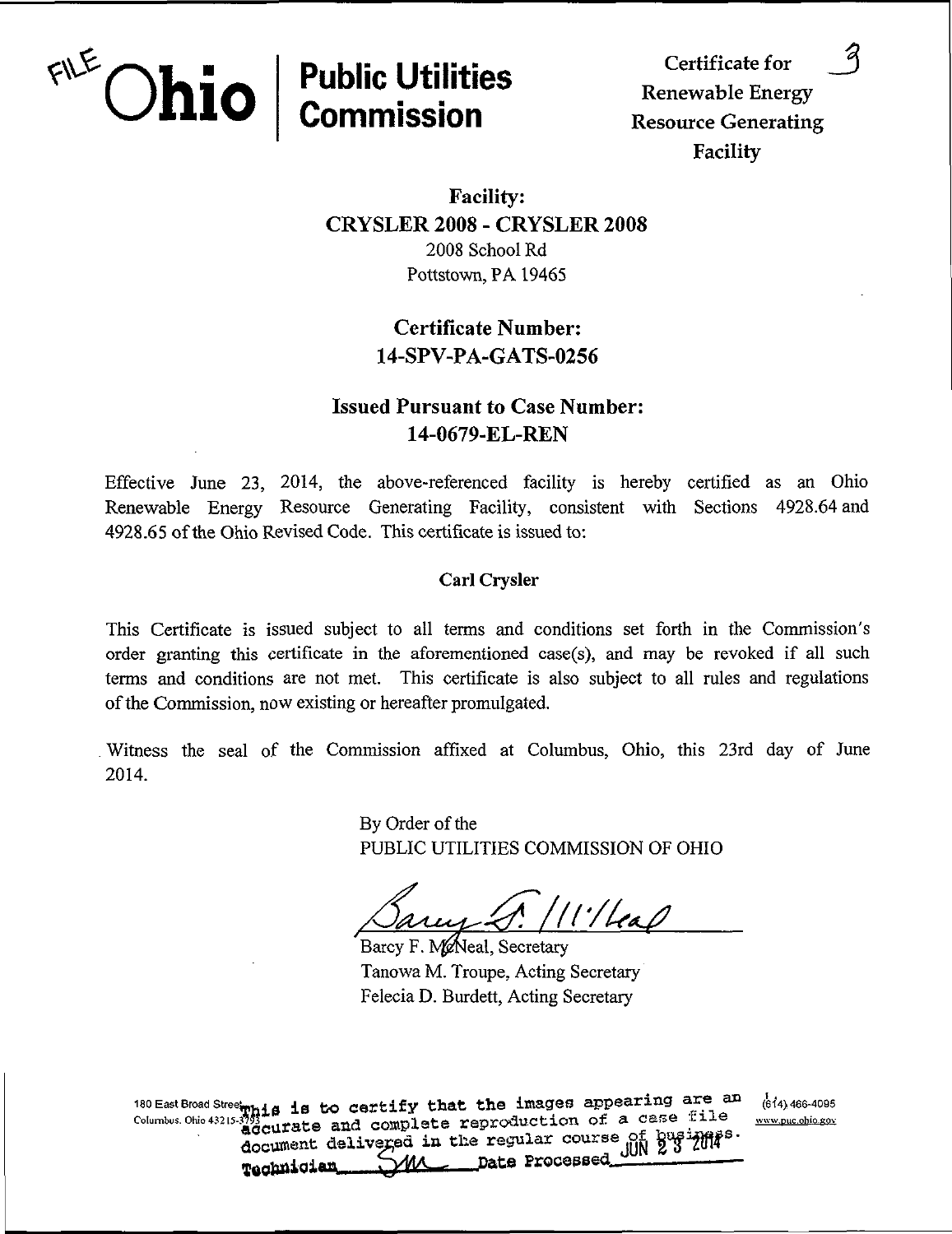FILE **Ohio** | **Public Utilities Commission**

**Certificate for Renewable Energy Resource Generating Facility** 3

## Facility:
## CRYSLER 2008 - CRYSLER 2008

2008 School Rd
Pottstown, PA 19465

## Certificate Number:
## 14-SPV-PA-GATS-0256

## Issued Pursuant to Case Number:
## 14-0679-EL-REN

Effective June 23, 2014, the above-referenced facility is hereby certified as an Ohio Renewable Energy Resource Generating Facility, consistent with Sections 4928.64 and 4928.65 of the Ohio Revised Code. This certificate is issued to:

**Carl Crysler**

This Certificate is issued subject to all terms and conditions set forth in the Commission's order granting this certificate in the aforementioned case(s), and may be revoked if all such terms and conditions are not met. This certificate is also subject to all rules and regulations of the Commission, now existing or hereafter promulgated.

Witness the seal of the Commission affixed at Columbus, Ohio, this 23rd day of June 2014.

By Order of the
PUBLIC UTILITIES COMMISSION OF OHIO

Barcy F. McNeal, Secretary
Tanowa M. Troupe, Acting Secretary
Felecia D. Burdett, Acting Secretary

180 East Broad Street
Columbus, Ohio 43215-3793

(614) 466-4095
www.puc.ohio.gov

This is to certify that the images appearing are an accurate and complete reproduction of a case file document delivered in the regular course of business.
Technician SM Date Processed JUN 23 2014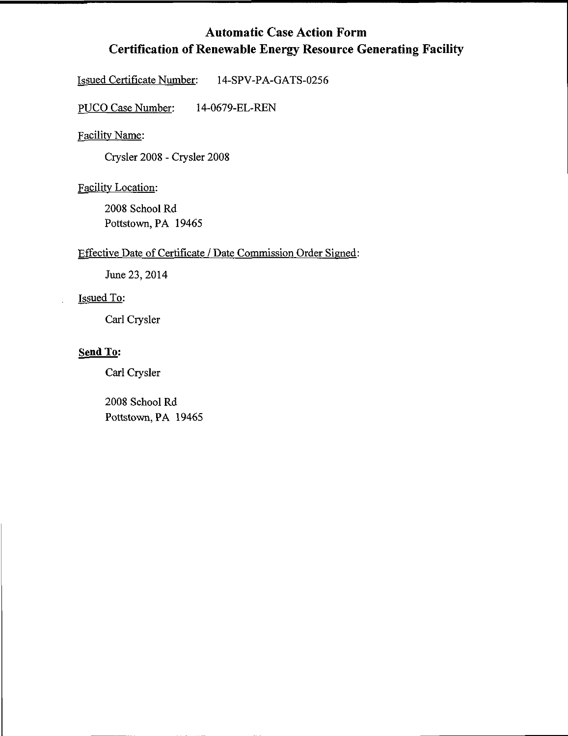# Automatic Case Action Form
## Certification of Renewable Energy Resource Generating Facility

Issued Certificate Number: 14-SPV-PA-GATS-0256

PUCO Case Number: 14-0679-EL-REN

Facility Name:

Crysler 2008 - Crysler 2008

Facility Location:

2008 School Rd
Pottstown, PA 19465

Effective Date of Certificate / Date Commission Order Signed:

June 23, 2014

Issued To:

Carl Crysler

**Send To:**

Carl Crysler

2008 School Rd
Pottstown, PA 19465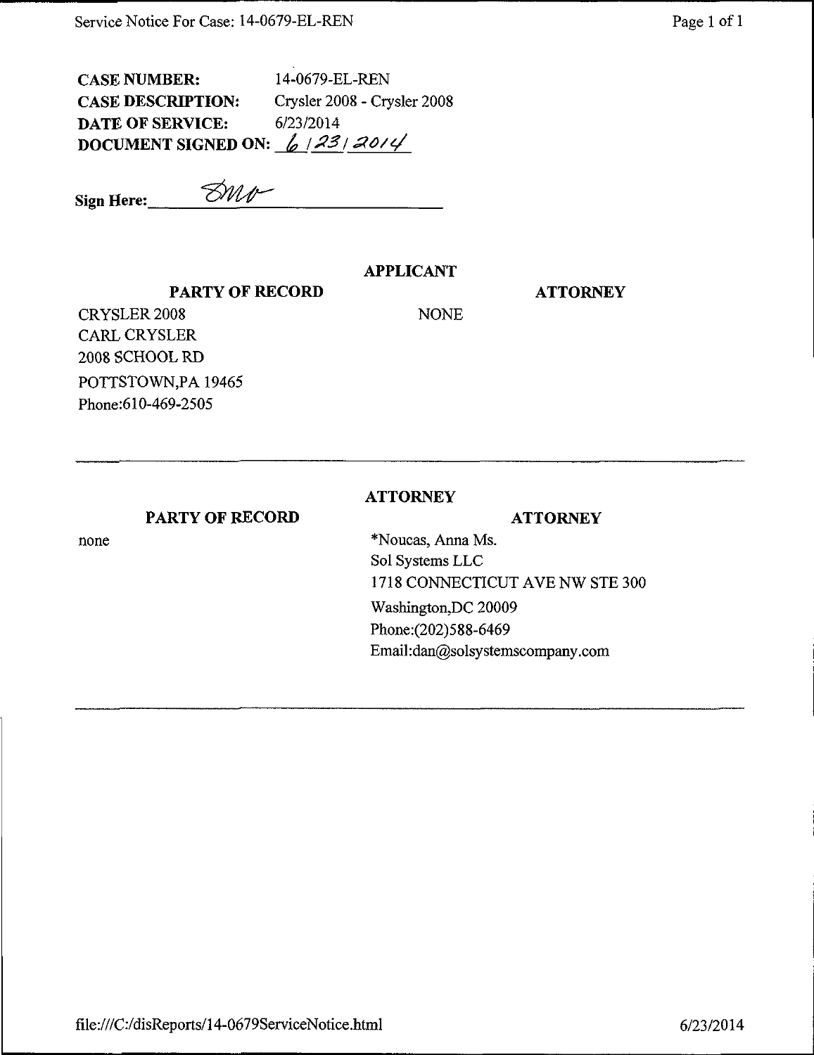**CASE NUMBER:** 14-0679-EL-REN
**CASE DESCRIPTION:** Crysler 2008 - Crysler 2008
**DATE OF SERVICE:** 6/23/2014
**DOCUMENT SIGNED ON:** 6/23/2014

**Sign Here:** _SMO_

**APPLICANT**

| PARTY OF RECORD | ATTORNEY |
|---|---|
| CRYSLER 2008<br>CARL CRYSLER<br>2008 SCHOOL RD<br>POTTSTOWN,PA 19465<br>Phone:610-469-2505 | NONE |

---

**ATTORNEY**

| PARTY OF RECORD | ATTORNEY |
|---|---|
| none | *Noucas, Anna Ms.<br>Sol Systems LLC<br>1718 CONNECTICUT AVE NW STE 300<br>Washington,DC 20009<br>Phone:(202)588-6469<br>Email:dan@solsystemscompany.com |

---

file:///C:/disReports/14-0679ServiceNotice.html